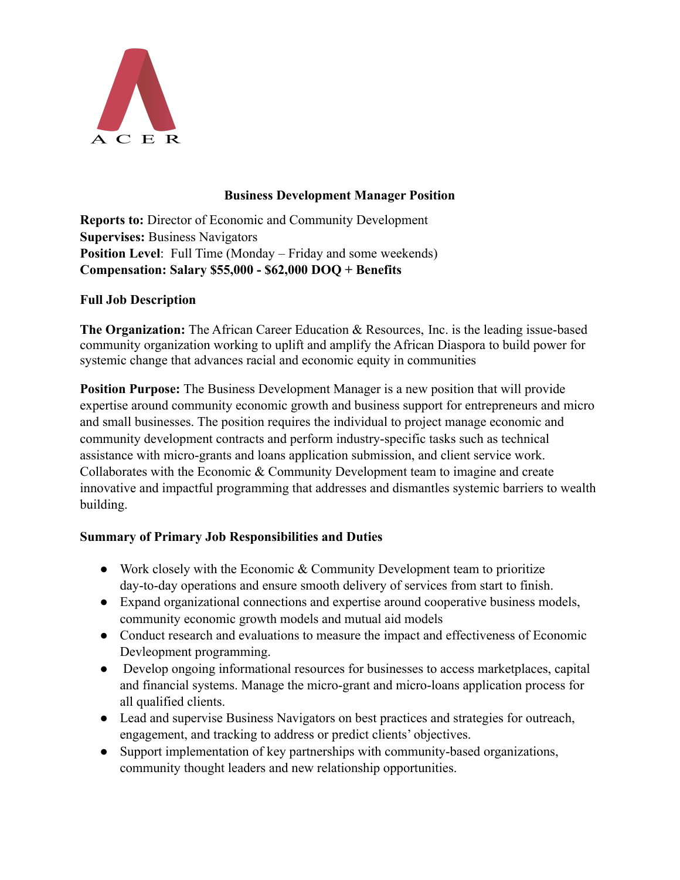A C E R

## Business Development Manager Position

**Reports to:** Director of Economic and Community Development
**Supervises:** Business Navigators
**Position Level**: Full Time (Monday – Friday and some weekends)
**Compensation: Salary $55,000 - $62,000 DOQ + Benefits**

### Full Job Description

**The Organization:** The African Career Education & Resources, Inc. is the leading issue-based community organization working to uplift and amplify the African Diaspora to build power for systemic change that advances racial and economic equity in communities

**Position Purpose:** The Business Development Manager is a new position that will provide expertise around community economic growth and business support for entrepreneurs and micro and small businesses. The position requires the individual to project manage economic and community development contracts and perform industry-specific tasks such as technical assistance with micro-grants and loans application submission, and client service work. Collaborates with the Economic & Community Development team to imagine and create innovative and impactful programming that addresses and dismantles systemic barriers to wealth building.

### Summary of Primary Job Responsibilities and Duties

- Work closely with the Economic & Community Development team to prioritize day-to-day operations and ensure smooth delivery of services from start to finish.
- Expand organizational connections and expertise around cooperative business models, community economic growth models and mutual aid models
- Conduct research and evaluations to measure the impact and effectiveness of Economic Devleopment programming.
- Develop ongoing informational resources for businesses to access marketplaces, capital and financial systems. Manage the micro-grant and micro-loans application process for all qualified clients.
- Lead and supervise Business Navigators on best practices and strategies for outreach, engagement, and tracking to address or predict clients' objectives.
- Support implementation of key partnerships with community-based organizations, community thought leaders and new relationship opportunities.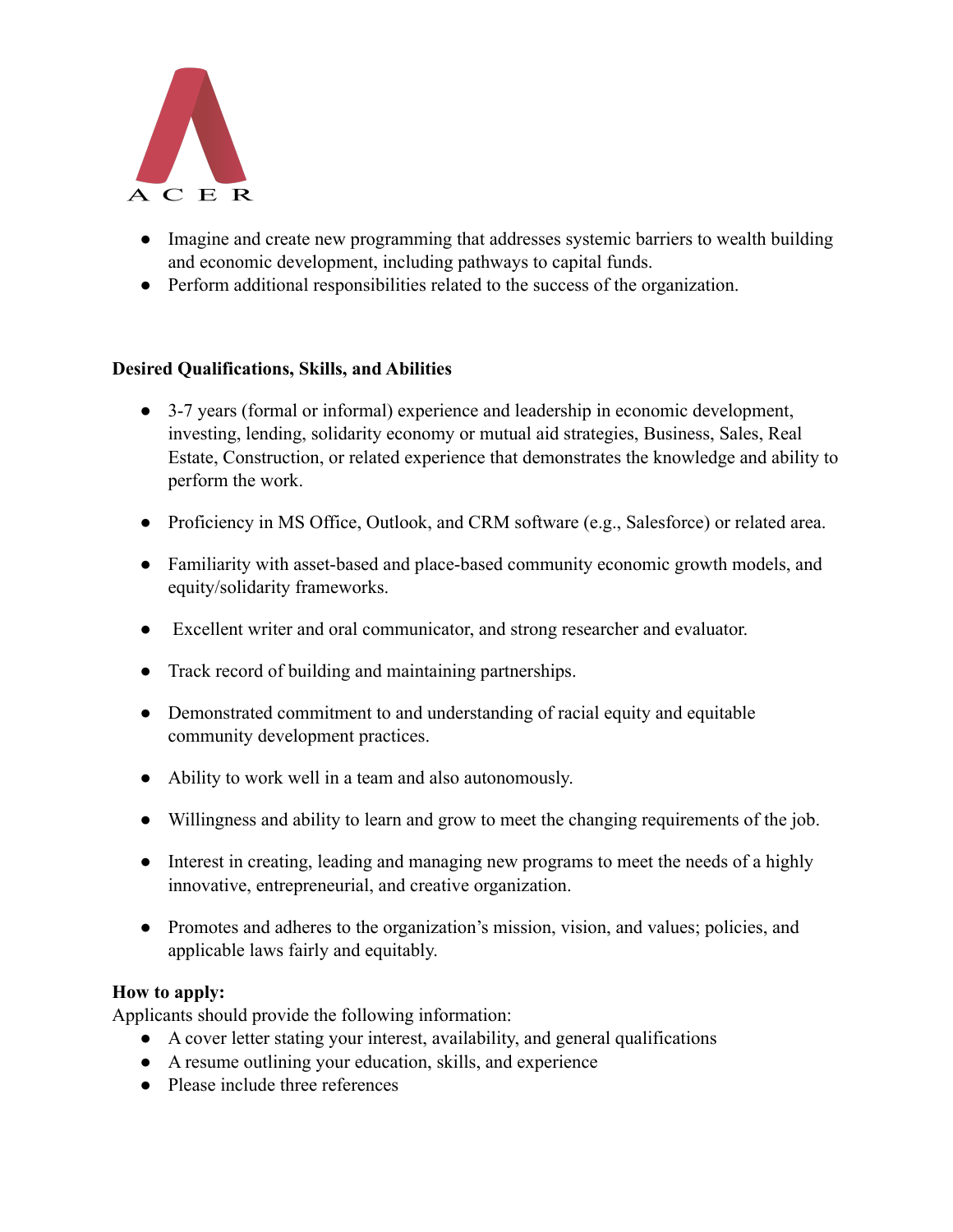- Imagine and create new programming that addresses systemic barriers to wealth building and economic development, including pathways to capital funds.
- Perform additional responsibilities related to the success of the organization.

**Desired Qualifications, Skills, and Abilities**

- 3-7 years (formal or informal) experience and leadership in economic development, investing, lending, solidarity economy or mutual aid strategies, Business, Sales, Real Estate, Construction, or related experience that demonstrates the knowledge and ability to perform the work.
- Proficiency in MS Office, Outlook, and CRM software (e.g., Salesforce) or related area.
- Familiarity with asset-based and place-based community economic growth models, and equity/solidarity frameworks.
- Excellent writer and oral communicator, and strong researcher and evaluator.
- Track record of building and maintaining partnerships.
- Demonstrated commitment to and understanding of racial equity and equitable community development practices.
- Ability to work well in a team and also autonomously.
- Willingness and ability to learn and grow to meet the changing requirements of the job.
- Interest in creating, leading and managing new programs to meet the needs of a highly innovative, entrepreneurial, and creative organization.
- Promotes and adheres to the organization's mission, vision, and values; policies, and applicable laws fairly and equitably.

**How to apply:**

Applicants should provide the following information:

- A cover letter stating your interest, availability, and general qualifications
- A resume outlining your education, skills, and experience
- Please include three references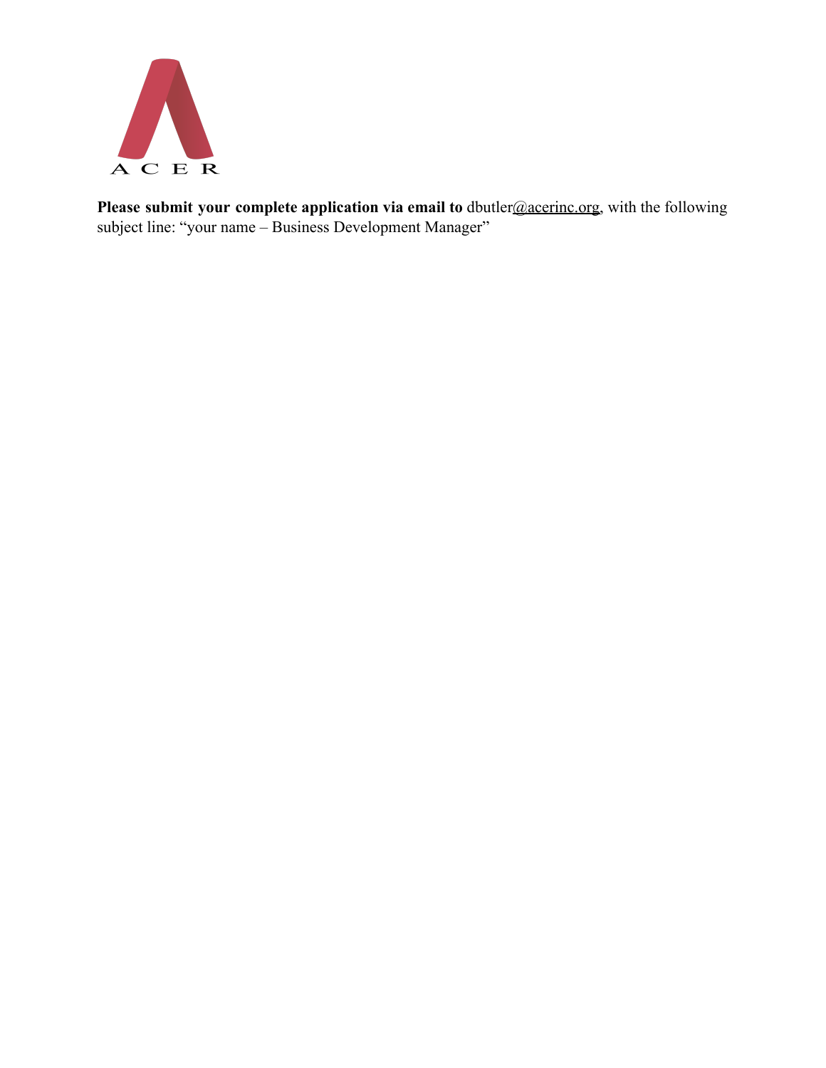A C E R

**Please submit your complete application via email to** dbutler@acerinc.org, with the following subject line: “your name – Business Development Manager”